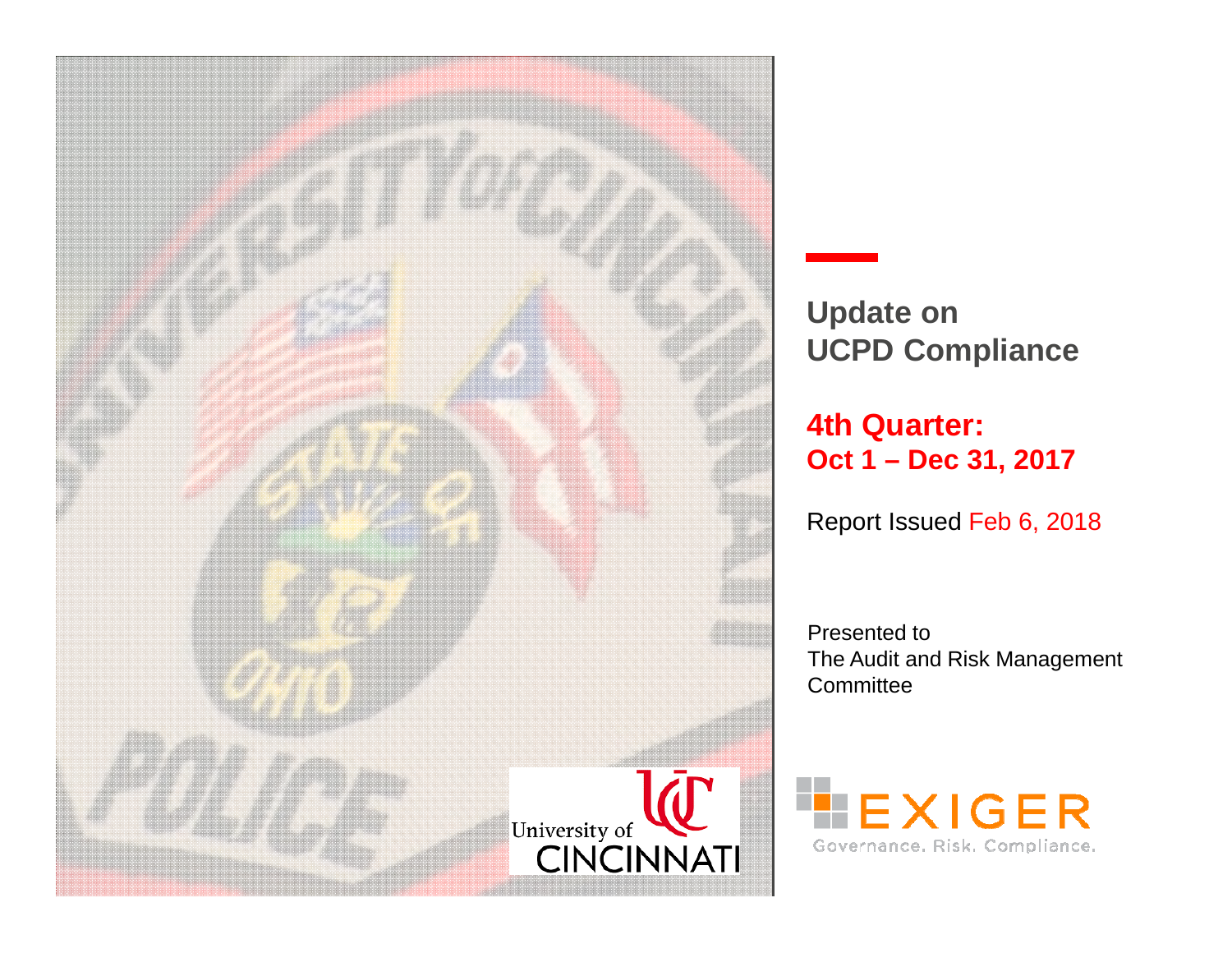# Update on UCPD Compliance

## 4th Quarter: Oct 1 – Dec 31, 2017

Report Issued Feb 6, 2018

Presented to
The Audit and Risk Management Committee

EXIGER
Governance. Risk. Compliance.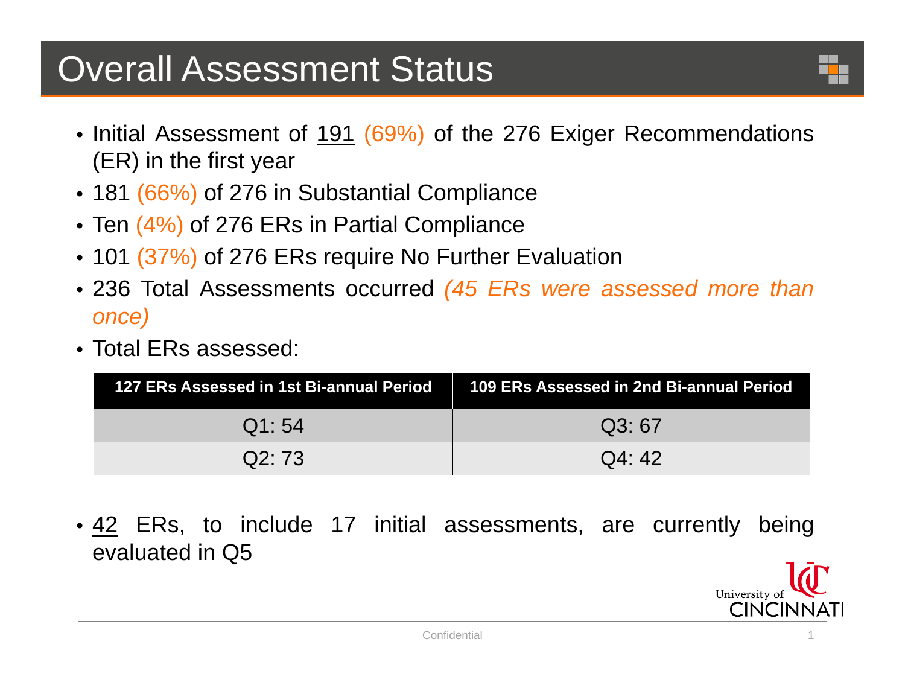# Overall Assessment Status

- Initial Assessment of 191 (69%) of the 276 Exiger Recommendations (ER) in the first year
- 181 (66%) of 276 in Substantial Compliance
- Ten (4%) of 276 ERs in Partial Compliance
- 101 (37%) of 276 ERs require No Further Evaluation
- 236 Total Assessments occurred *(45 ERs were assessed more than once)*
- Total ERs assessed:

| 127 ERs Assessed in 1st Bi-annual Period | 109 ERs Assessed in 2nd Bi-annual Period |
|---|---|
| Q1: 54 | Q3: 67 |
| Q2: 73 | Q4: 42 |

- 42 ERs, to include 17 initial assessments, are currently being evaluated in Q5

University of CINCINNATI

Confidential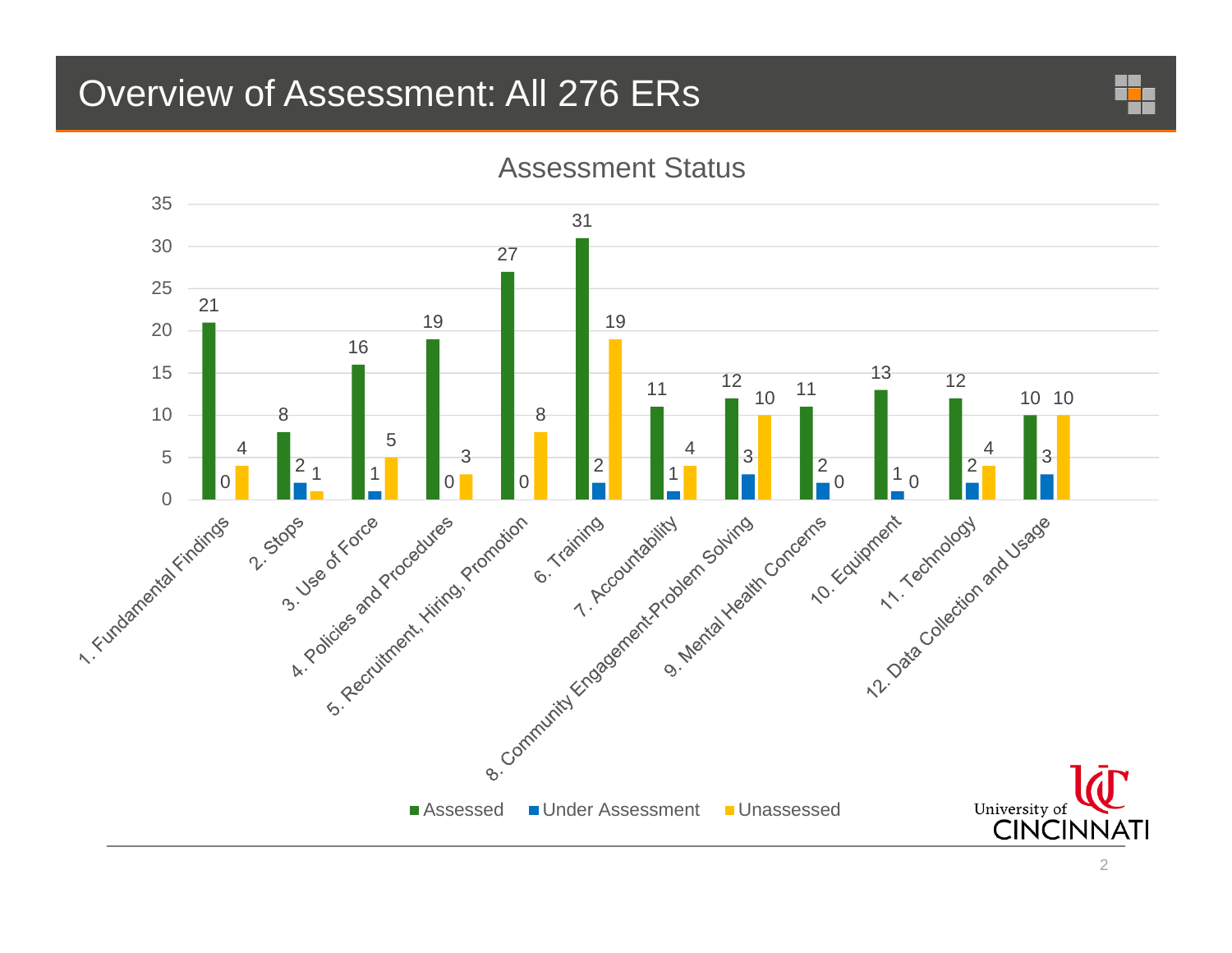# Overview of Assessment: All 276 ERs

## Assessment Status

| Category | Assessed | Under Assessment | Unassessed |
|---|---|---|---|
| 1. Fundamental Findings | 21 | 0 | 4 |
| 2. Stops | 8 | 2 | 1 |
| 3. Use of Force | 16 | 1 | 5 |
| 4. Policies and Procedures | 19 | 0 | 3 |
| 5. Recruitment, Hiring, Promotion | 27 | 0 | 8 |
| 6. Training | 31 | 2 | 19 |
| 7. Accountability | 11 | 1 | 4 |
| 8. Community Engagement-Problem Solving | 12 | 3 | 10 |
| 9. Mental Health Concerns | 11 | 2 | 0 |
| 10. Equipment | 13 | 1 | 0 |
| 11. Technology | 12 | 2 | 4 |
| 12. Data Collection and Usage | 10 | 3 | 10 |

University of CINCINNATI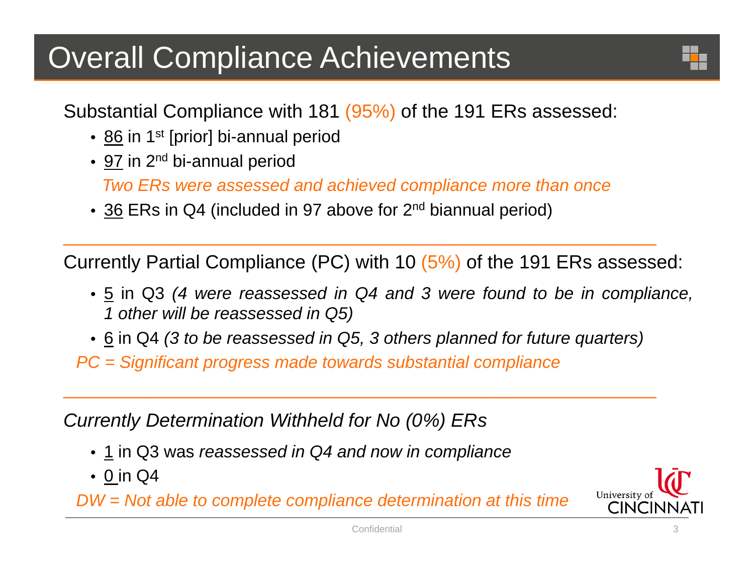# Overall Compliance Achievements

Substantial Compliance with 181 (95%) of the 191 ERs assessed:

- 86 in 1st [prior] bi-annual period
- 97 in 2nd bi-annual period

  *Two ERs were assessed and achieved compliance more than once*

- 36 ERs in Q4 (included in 97 above for 2nd biannual period)

---

Currently Partial Compliance (PC) with 10 (5%) of the 191 ERs assessed:

- 5 in Q3 *(4 were reassessed in Q4 and 3 were found to be in compliance, 1 other will be reassessed in Q5)*
- 6 in Q4 *(3 to be reassessed in Q5, 3 others planned for future quarters)*

*PC = Significant progress made towards substantial compliance*

---

*Currently Determination Withheld for No (0%) ERs*

- 1 in Q3 was *reassessed in Q4 and now in compliance*
- 0 in Q4

*DW = Not able to complete compliance determination at this time*

University of Cincinnati

Confidential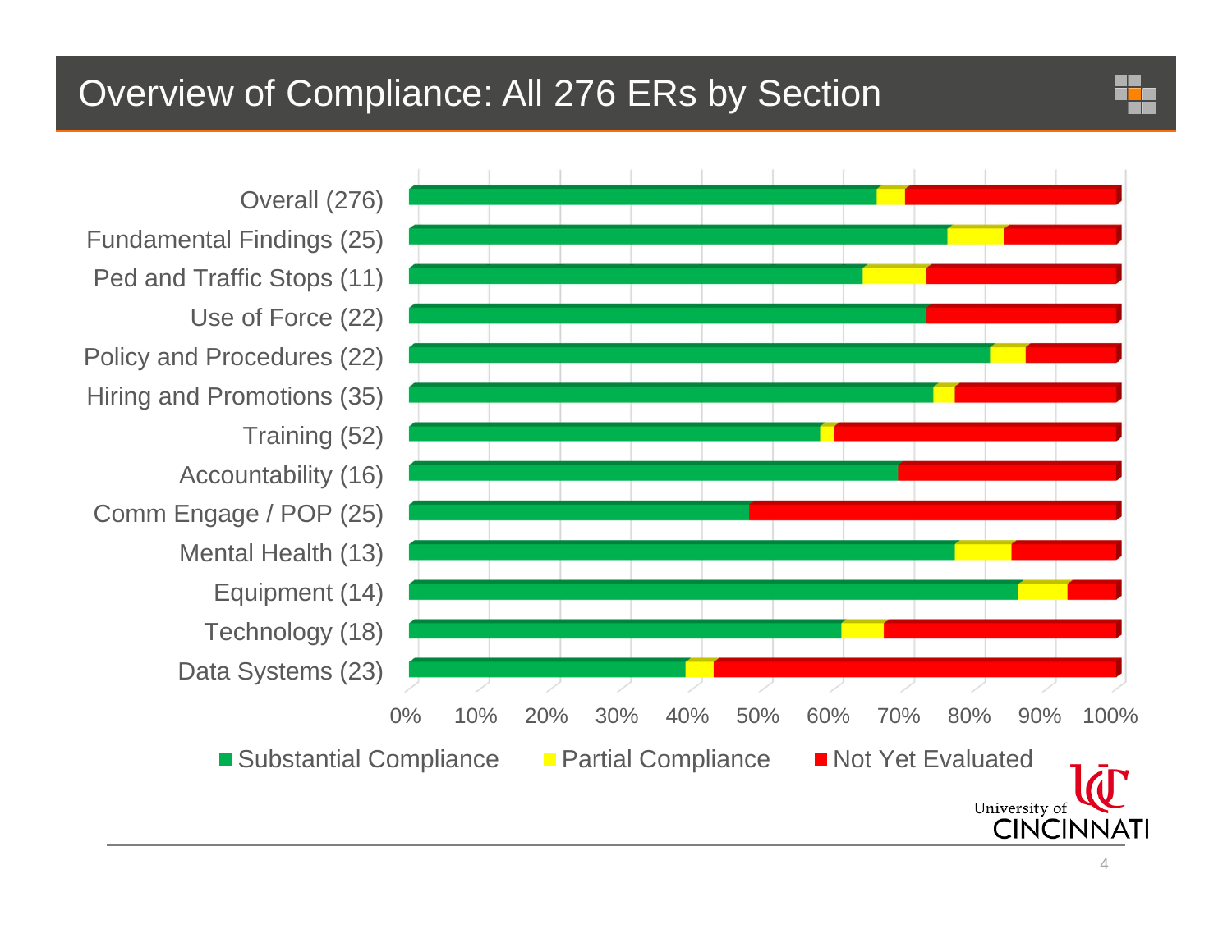# Overview of Compliance: All 276 ERs by Section

| Section | Substantial Compliance | Partial Compliance | Not Yet Evaluated |
|---|---|---|---|
| Overall (276) | | | |
| Fundamental Findings (25) | | | |
| Ped and Traffic Stops (11) | | | |
| Use of Force (22) | | | |
| Policy and Procedures (22) | | | |
| Hiring and Promotions (35) | | | |
| Training (52) | | | |
| Accountability (16) | | | |
| Comm Engage / POP (25) | | | |
| Mental Health (13) | | | |
| Equipment (14) | | | |
| Technology (18) | | | |
| Data Systems (23) | | | |

0% 10% 20% 30% 40% 50% 60% 70% 80% 90% 100%

■ Substantial Compliance ■ Partial Compliance ■ Not Yet Evaluated

University of CINCINNATI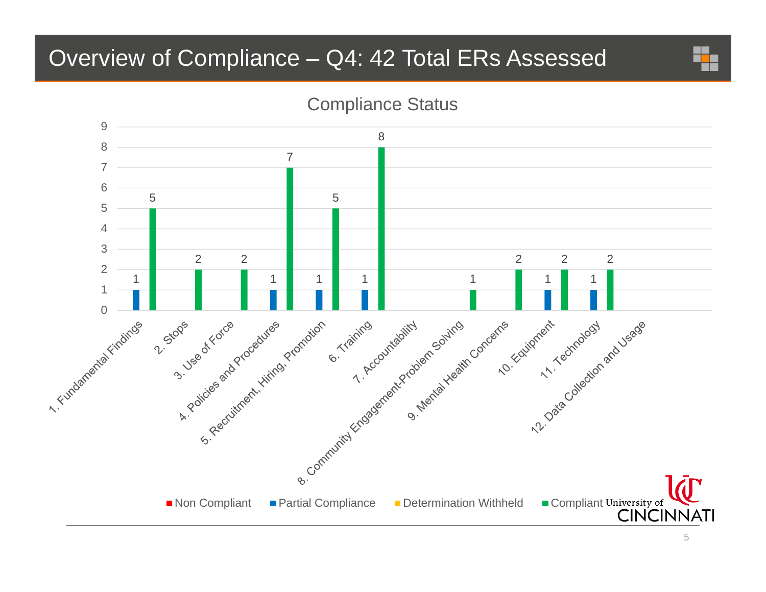# Overview of Compliance – Q4: 42 Total ERs Assessed

## Compliance Status

| Category | Non Compliant | Partial Compliance | Determination Withheld | Compliant |
|---|---|---|---|---|
| 1. Fundamental Findings | | 1 | | 5 |
| 2. Stops | | | | 2 |
| 3. Use of Force | | | | 2 |
| 4. Policies and Procedures | | 1 | | 7 |
| 5. Recruitment, Hiring, Promotion | | 1 | | 5 |
| 6. Training | | 1 | | 8 |
| 7. Accountability | | | | |
| 8. Community Engagement-Problem Solving | | | | 1 |
| 9. Mental Health Concerns | | | | 2 |
| 10. Equipment | | 1 | | 2 |
| 11. Technology | | 1 | | 2 |
| 12. Data Collection and Usage | | | | |

University of CINCINNATI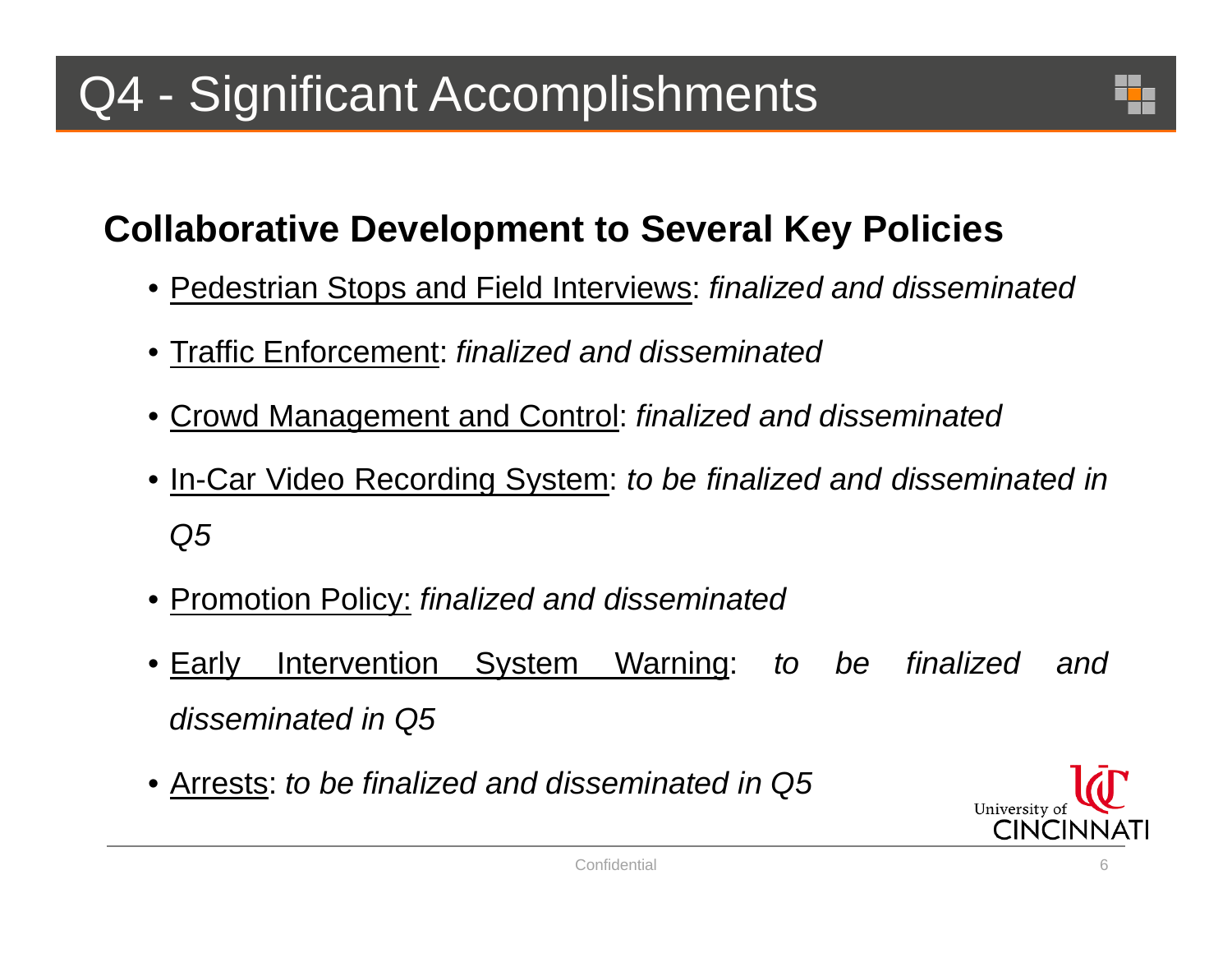# Q4 - Significant Accomplishments

## Collaborative Development to Several Key Policies

- Pedestrian Stops and Field Interviews: *finalized and disseminated*
- Traffic Enforcement: *finalized and disseminated*
- Crowd Management and Control: *finalized and disseminated*
- In-Car Video Recording System: *to be finalized and disseminated in Q5*
- Promotion Policy: *finalized and disseminated*
- Early Intervention System Warning: *to be finalized and disseminated in Q5*
- Arrests: *to be finalized and disseminated in Q5*

Confidential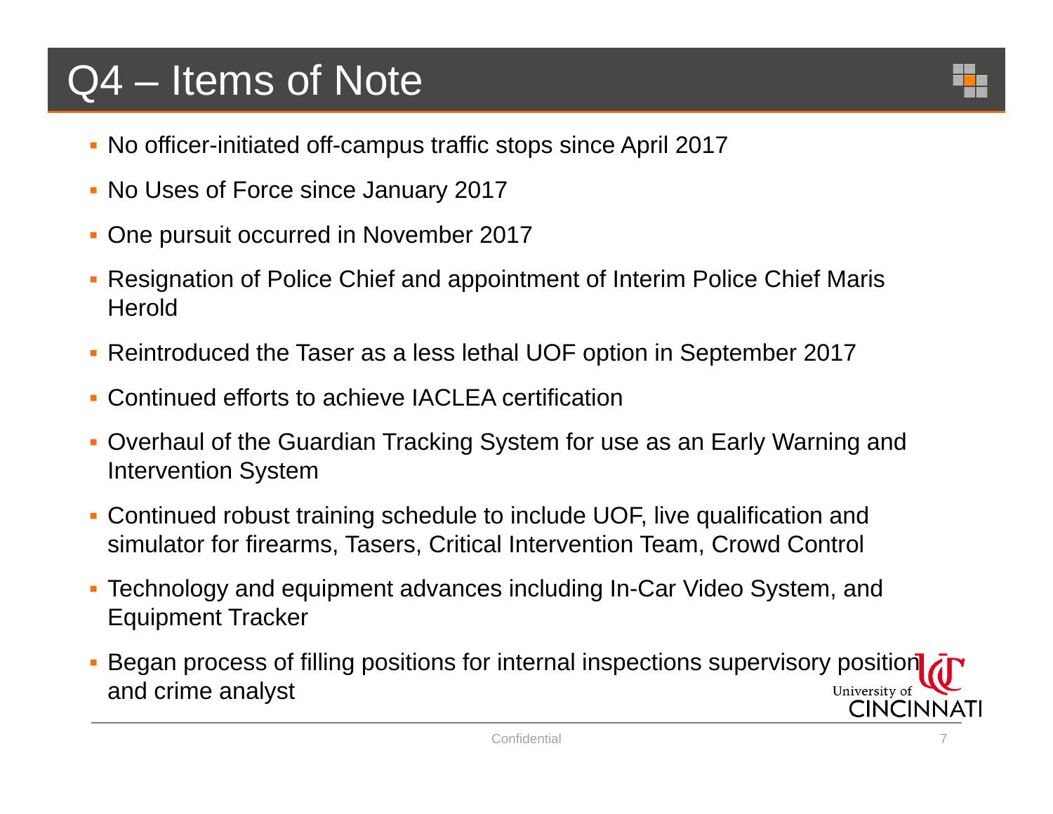# Q4 – Items of Note

- No officer-initiated off-campus traffic stops since April 2017
- No Uses of Force since January 2017
- One pursuit occurred in November 2017
- Resignation of Police Chief and appointment of Interim Police Chief Maris Herold
- Reintroduced the Taser as a less lethal UOF option in September 2017
- Continued efforts to achieve IACLEA certification
- Overhaul of the Guardian Tracking System for use as an Early Warning and Intervention System
- Continued robust training schedule to include UOF, live qualification and simulator for firearms, Tasers, Critical Intervention Team, Crowd Control
- Technology and equipment advances including In-Car Video System, and Equipment Tracker
- Began process of filling positions for internal inspections supervisory position and crime analyst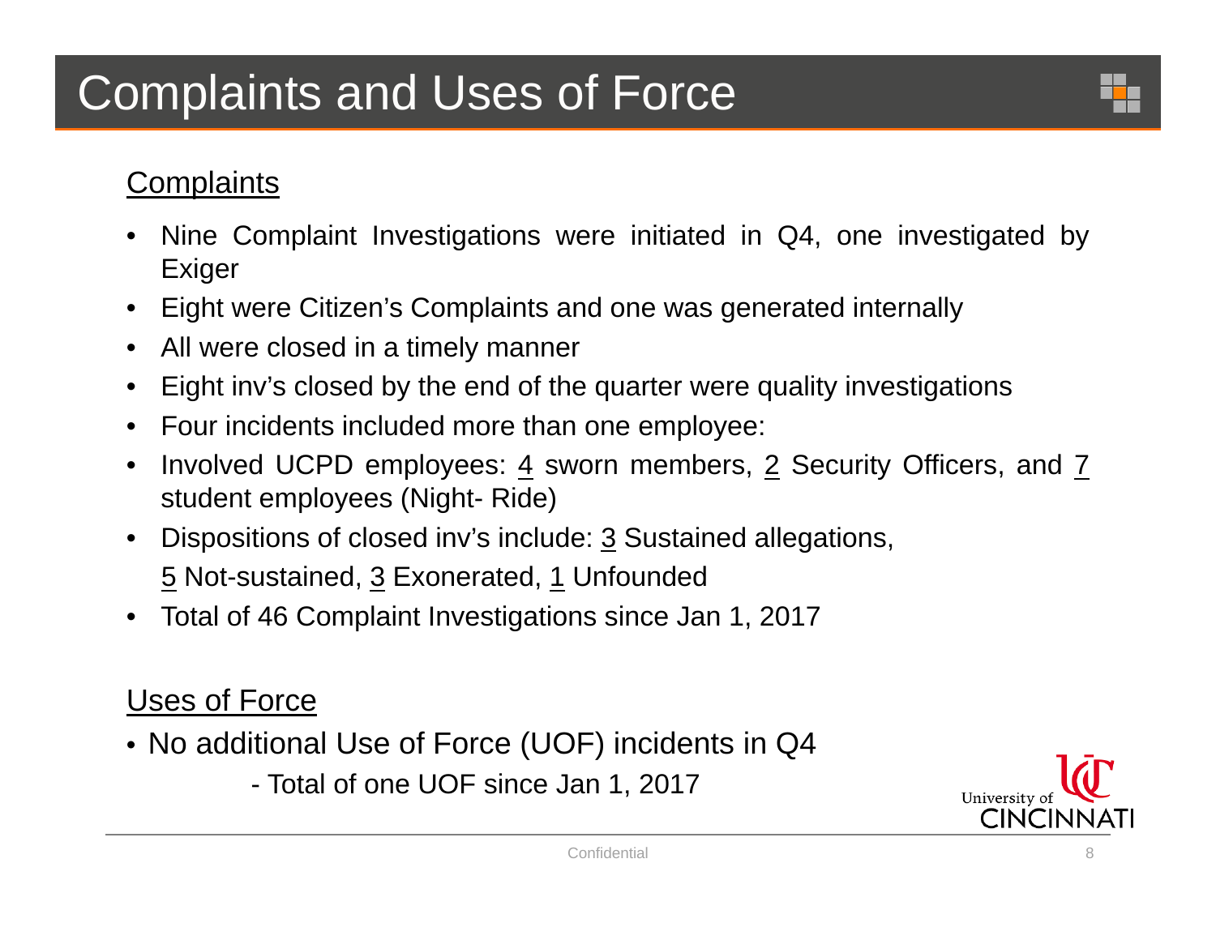# Complaints and Uses of Force

## Complaints

- Nine Complaint Investigations were initiated in Q4, one investigated by Exiger
- Eight were Citizen's Complaints and one was generated internally
- All were closed in a timely manner
- Eight inv's closed by the end of the quarter were quality investigations
- Four incidents included more than one employee:
- Involved UCPD employees: 4 sworn members, 2 Security Officers, and 7 student employees (Night- Ride)
- Dispositions of closed inv's include: 3 Sustained allegations, 5 Not-sustained, 3 Exonerated, 1 Unfounded
- Total of 46 Complaint Investigations since Jan 1, 2017

## Uses of Force

- No additional Use of Force (UOF) incidents in Q4
  - Total of one UOF since Jan 1, 2017

University of CINCINNATI

Confidential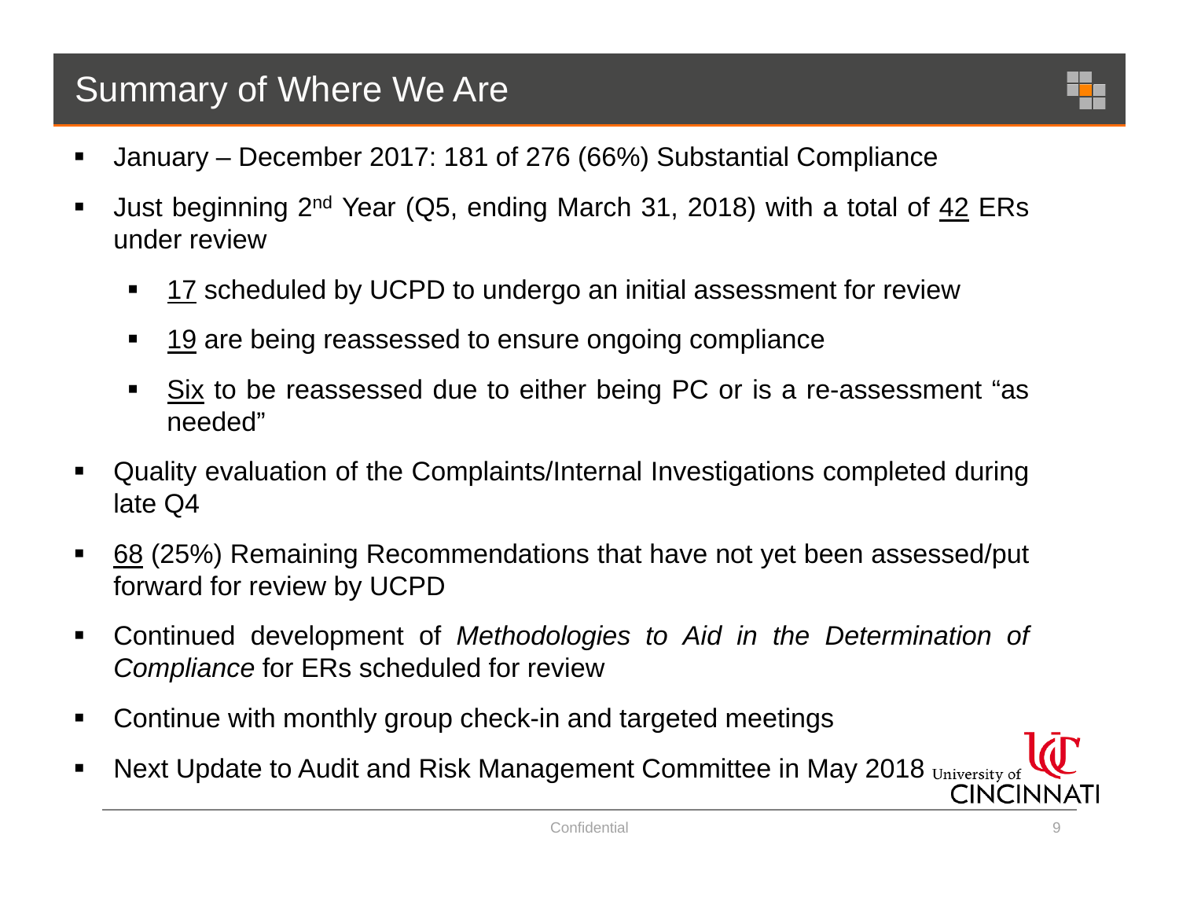# Summary of Where We Are

- January – December 2017: 181 of 276 (66%) Substantial Compliance
- Just beginning 2nd Year (Q5, ending March 31, 2018) with a total of 42 ERs under review
  - 17 scheduled by UCPD to undergo an initial assessment for review
  - 19 are being reassessed to ensure ongoing compliance
  - Six to be reassessed due to either being PC or is a re-assessment "as needed"
- Quality evaluation of the Complaints/Internal Investigations completed during late Q4
- 68 (25%) Remaining Recommendations that have not yet been assessed/put forward for review by UCPD
- Continued development of *Methodologies to Aid in the Determination of Compliance* for ERs scheduled for review
- Continue with monthly group check-in and targeted meetings
- Next Update to Audit and Risk Management Committee in May 2018

University of CINCINNATI

Confidential